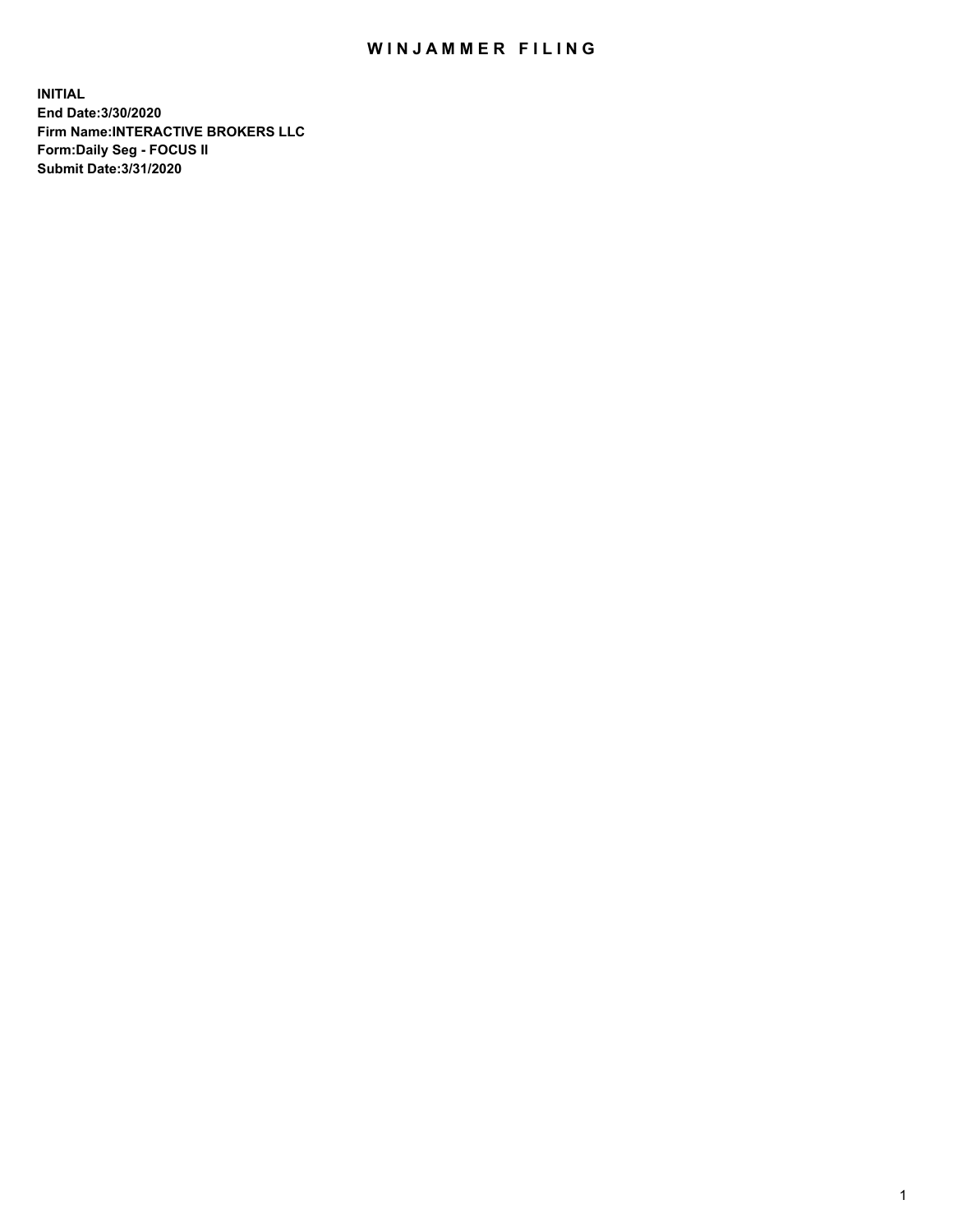# WINJAMMER FILING

**INITIAL**
**End Date:3/30/2020**
**Firm Name:INTERACTIVE BROKERS LLC**
**Form:Daily Seg - FOCUS II**
**Submit Date:3/31/2020**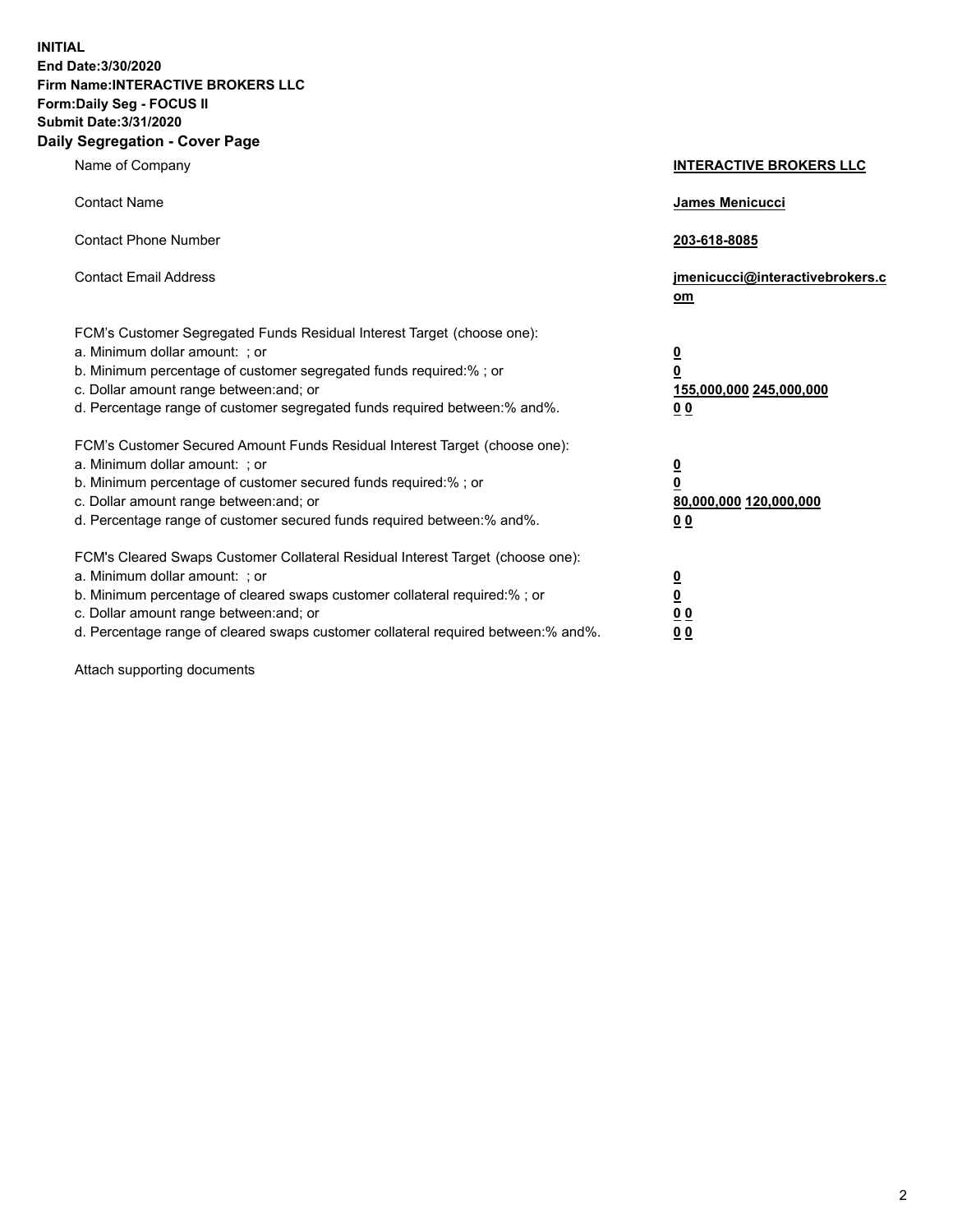**INITIAL**
**End Date:3/30/2020**
**Firm Name:INTERACTIVE BROKERS LLC**
**Form:Daily Seg - FOCUS II**
**Submit Date:3/31/2020**

## Daily Segregation - Cover Page

| | |
|---|---|
| Name of Company | **INTERACTIVE BROKERS LLC** |
| Contact Name | **James Menicucci** |
| Contact Phone Number | **203-618-8085** |
| Contact Email Address | **jmenicucci@interactivebrokers.com** |

| | |
|---|---|
| FCM's Customer Segregated Funds Residual Interest Target (choose one): | |
| a. Minimum dollar amount: ; or | **0** |
| b. Minimum percentage of customer segregated funds required:% ; or | **0** |
| c. Dollar amount range between:and; or | **155,000,000 245,000,000** |
| d. Percentage range of customer segregated funds required between:% and%. | **0 0** |
| FCM's Customer Secured Amount Funds Residual Interest Target (choose one): | |
| a. Minimum dollar amount: ; or | **0** |
| b. Minimum percentage of customer secured funds required:% ; or | **0** |
| c. Dollar amount range between:and; or | **80,000,000 120,000,000** |
| d. Percentage range of customer secured funds required between:% and%. | **0 0** |
| FCM's Cleared Swaps Customer Collateral Residual Interest Target (choose one): | |
| a. Minimum dollar amount: ; or | **0** |
| b. Minimum percentage of cleared swaps customer collateral required:% ; or | **0** |
| c. Dollar amount range between:and; or | **0 0** |
| d. Percentage range of cleared swaps customer collateral required between:% and%. | **0 0** |

Attach supporting documents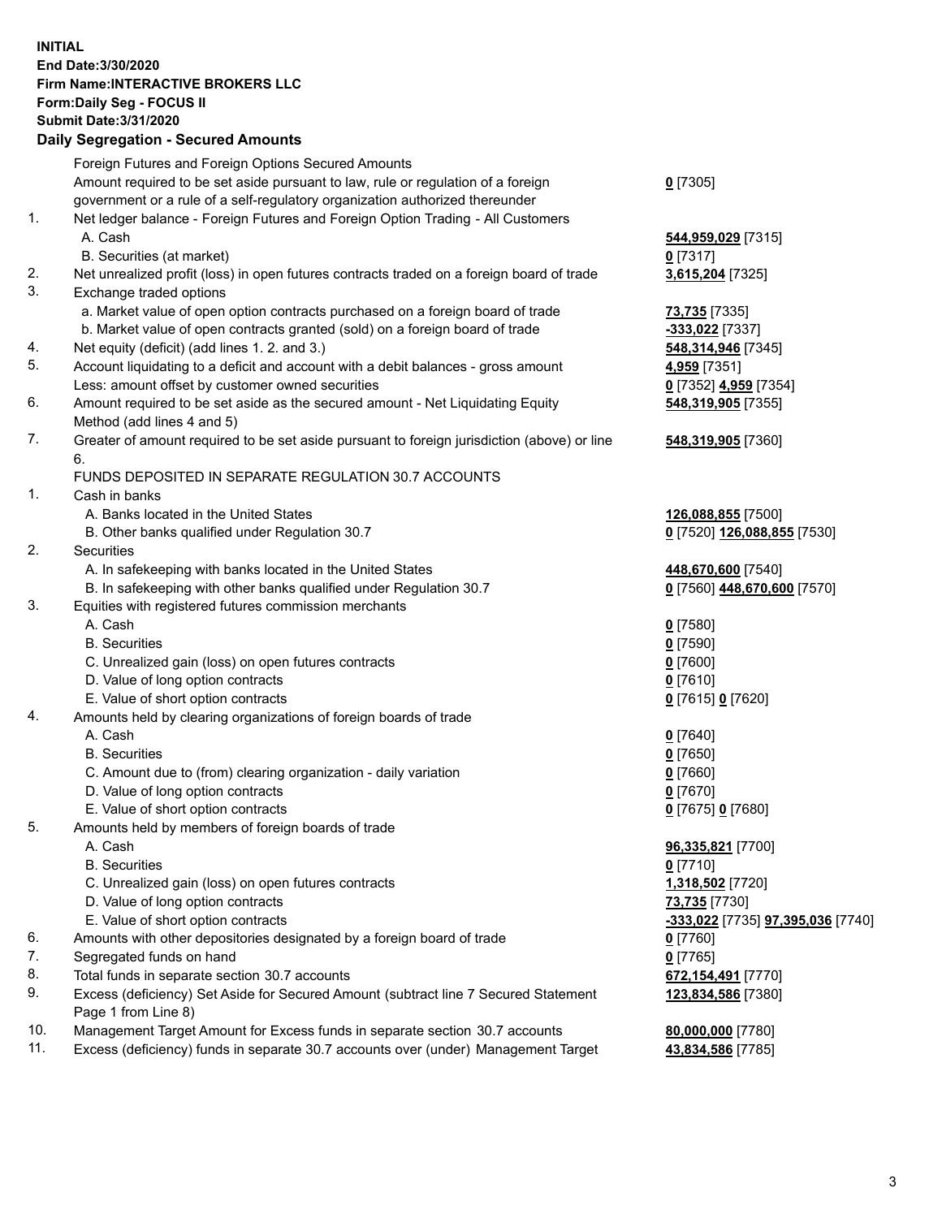**INITIAL**
**End Date:3/30/2020**
**Firm Name:INTERACTIVE BROKERS LLC**
**Form:Daily Seg - FOCUS II**
**Submit Date:3/31/2020**
**Daily Segregation - Secured Amounts**

| | | |
|---|---|---|
| | Foreign Futures and Foreign Options Secured Amounts | |
| | Amount required to be set aside pursuant to law, rule or regulation of a foreign government or a rule of a self-regulatory organization authorized thereunder | **0** [7305] |
| 1. | Net ledger balance - Foreign Futures and Foreign Option Trading - All Customers | |
| | A. Cash | **544,959,029** [7315] |
| | B. Securities (at market) | **0** [7317] |
| 2. | Net unrealized profit (loss) in open futures contracts traded on a foreign board of trade | **3,615,204** [7325] |
| 3. | Exchange traded options | |
| | a. Market value of open option contracts purchased on a foreign board of trade | **73,735** [7335] |
| | b. Market value of open contracts granted (sold) on a foreign board of trade | **-333,022** [7337] |
| 4. | Net equity (deficit) (add lines 1. 2. and 3.) | **548,314,946** [7345] |
| 5. | Account liquidating to a deficit and account with a debit balances - gross amount | **4,959** [7351] |
| | Less: amount offset by customer owned securities | **0** [7352] **4,959** [7354] |
| 6. | Amount required to be set aside as the secured amount - Net Liquidating Equity Method (add lines 4 and 5) | **548,319,905** [7355] |
| 7. | Greater of amount required to be set aside pursuant to foreign jurisdiction (above) or line 6. | **548,319,905** [7360] |
| | FUNDS DEPOSITED IN SEPARATE REGULATION 30.7 ACCOUNTS | |
| 1. | Cash in banks | |
| | A. Banks located in the United States | **126,088,855** [7500] |
| | B. Other banks qualified under Regulation 30.7 | **0** [7520] **126,088,855** [7530] |
| 2. | Securities | |
| | A. In safekeeping with banks located in the United States | **448,670,600** [7540] |
| | B. In safekeeping with other banks qualified under Regulation 30.7 | **0** [7560] **448,670,600** [7570] |
| 3. | Equities with registered futures commission merchants | |
| | A. Cash | **0** [7580] |
| | B. Securities | **0** [7590] |
| | C. Unrealized gain (loss) on open futures contracts | **0** [7600] |
| | D. Value of long option contracts | **0** [7610] |
| | E. Value of short option contracts | **0** [7615] **0** [7620] |
| 4. | Amounts held by clearing organizations of foreign boards of trade | |
| | A. Cash | **0** [7640] |
| | B. Securities | **0** [7650] |
| | C. Amount due to (from) clearing organization - daily variation | **0** [7660] |
| | D. Value of long option contracts | **0** [7670] |
| | E. Value of short option contracts | **0** [7675] **0** [7680] |
| 5. | Amounts held by members of foreign boards of trade | |
| | A. Cash | **96,335,821** [7700] |
| | B. Securities | **0** [7710] |
| | C. Unrealized gain (loss) on open futures contracts | **1,318,502** [7720] |
| | D. Value of long option contracts | **73,735** [7730] |
| | E. Value of short option contracts | **-333,022** [7735] **97,395,036** [7740] |
| 6. | Amounts with other depositories designated by a foreign board of trade | **0** [7760] |
| 7. | Segregated funds on hand | **0** [7765] |
| 8. | Total funds in separate section 30.7 accounts | **672,154,491** [7770] |
| 9. | Excess (deficiency) Set Aside for Secured Amount (subtract line 7 Secured Statement Page 1 from Line 8) | **123,834,586** [7380] |
| 10. | Management Target Amount for Excess funds in separate section 30.7 accounts | **80,000,000** [7780] |
| 11. | Excess (deficiency) funds in separate 30.7 accounts over (under) Management Target | **43,834,586** [7785] |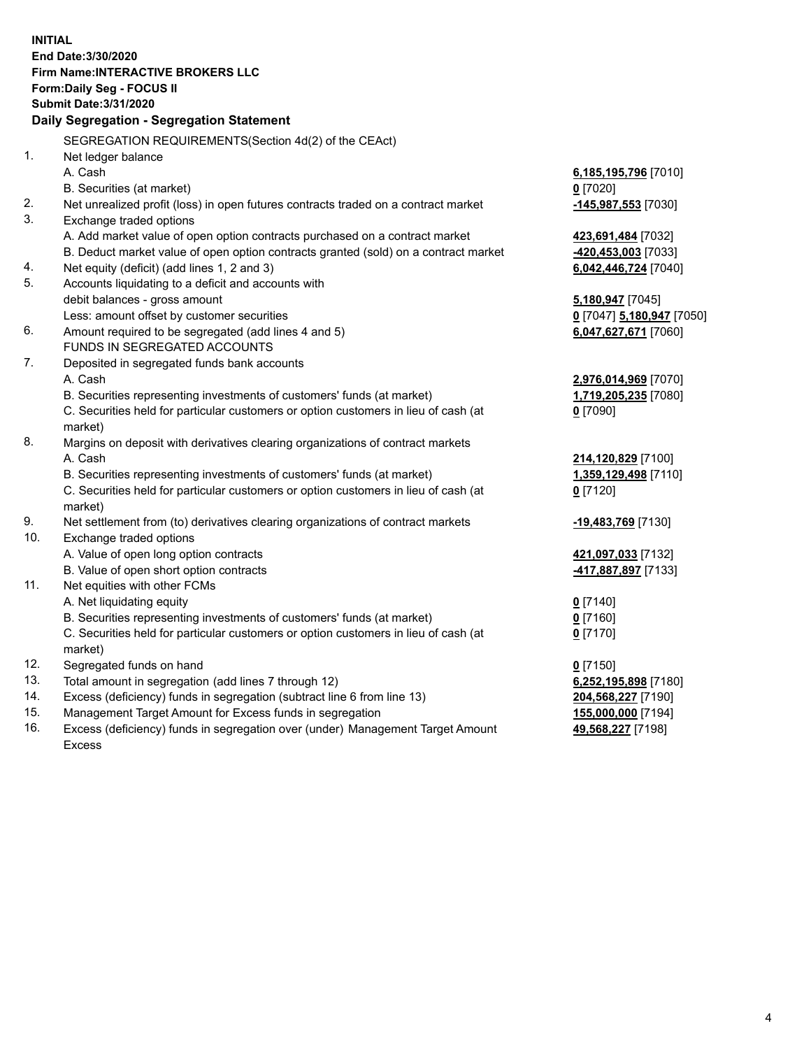**INITIAL**
**End Date:3/30/2020**
**Firm Name:INTERACTIVE BROKERS LLC**
**Form:Daily Seg - FOCUS II**
**Submit Date:3/31/2020**

## Daily Segregation - Segregation Statement

SEGREGATION REQUIREMENTS(Section 4d(2) of the CEAct)

| | | |
|---|---|---|
| 1. | Net ledger balance | |
| | A. Cash | 6,185,195,796 [7010] |
| | B. Securities (at market) | 0 [7020] |
| 2. | Net unrealized profit (loss) in open futures contracts traded on a contract market | -145,987,553 [7030] |
| 3. | Exchange traded options | |
| | A. Add market value of open option contracts purchased on a contract market | 423,691,484 [7032] |
| | B. Deduct market value of open option contracts granted (sold) on a contract market | -420,453,003 [7033] |
| 4. | Net equity (deficit) (add lines 1, 2 and 3) | 6,042,446,724 [7040] |
| 5. | Accounts liquidating to a deficit and accounts with debit balances - gross amount | 5,180,947 [7045] |
| | Less: amount offset by customer securities | 0 [7047] 5,180,947 [7050] |
| 6. | Amount required to be segregated (add lines 4 and 5) | 6,047,627,671 [7060] |
| | FUNDS IN SEGREGATED ACCOUNTS | |
| 7. | Deposited in segregated funds bank accounts | |
| | A. Cash | 2,976,014,969 [7070] |
| | B. Securities representing investments of customers' funds (at market) | 1,719,205,235 [7080] |
| | C. Securities held for particular customers or option customers in lieu of cash (at market) | 0 [7090] |
| 8. | Margins on deposit with derivatives clearing organizations of contract markets | |
| | A. Cash | 214,120,829 [7100] |
| | B. Securities representing investments of customers' funds (at market) | 1,359,129,498 [7110] |
| | C. Securities held for particular customers or option customers in lieu of cash (at market) | 0 [7120] |
| 9. | Net settlement from (to) derivatives clearing organizations of contract markets | -19,483,769 [7130] |
| 10. | Exchange traded options | |
| | A. Value of open long option contracts | 421,097,033 [7132] |
| | B. Value of open short option contracts | -417,887,897 [7133] |
| 11. | Net equities with other FCMs | |
| | A. Net liquidating equity | 0 [7140] |
| | B. Securities representing investments of customers' funds (at market) | 0 [7160] |
| | C. Securities held for particular customers or option customers in lieu of cash (at market) | 0 [7170] |
| 12. | Segregated funds on hand | 0 [7150] |
| 13. | Total amount in segregation (add lines 7 through 12) | 6,252,195,898 [7180] |
| 14. | Excess (deficiency) funds in segregation (subtract line 6 from line 13) | 204,568,227 [7190] |
| 15. | Management Target Amount for Excess funds in segregation | 155,000,000 [7194] |
| 16. | Excess (deficiency) funds in segregation over (under) Management Target Amount Excess | 49,568,227 [7198] |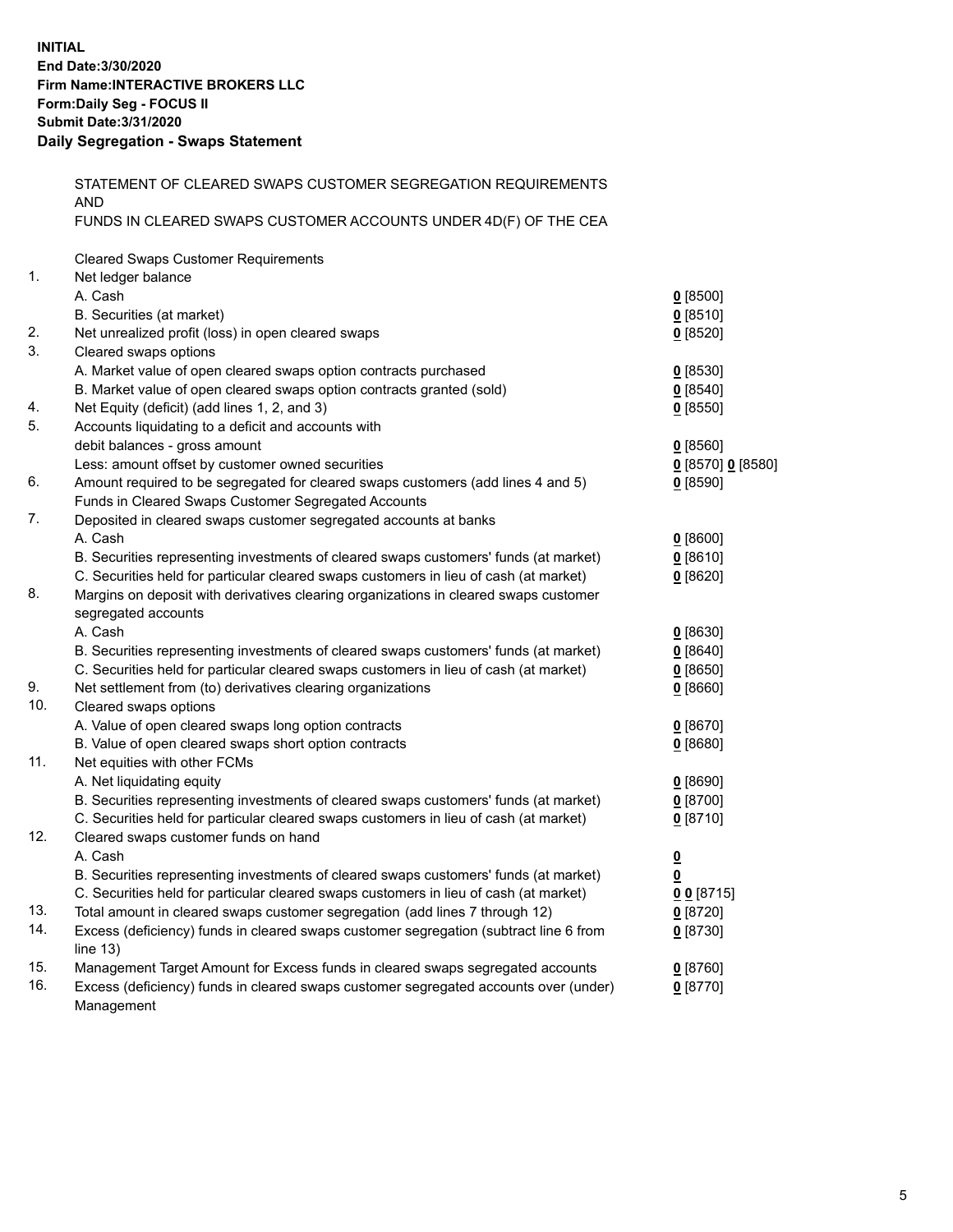**INITIAL**
**End Date:3/30/2020**
**Firm Name:INTERACTIVE BROKERS LLC**
**Form:Daily Seg - FOCUS II**
**Submit Date:3/31/2020**
**Daily Segregation - Swaps Statement**

STATEMENT OF CLEARED SWAPS CUSTOMER SEGREGATION REQUIREMENTS AND FUNDS IN CLEARED SWAPS CUSTOMER ACCOUNTS UNDER 4D(F) OF THE CEA

| | | |
|---|---|---|
| | Cleared Swaps Customer Requirements | |
| 1. | Net ledger balance | |
| | A. Cash | 0 [8500] |
| | B. Securities (at market) | 0 [8510] |
| 2. | Net unrealized profit (loss) in open cleared swaps | 0 [8520] |
| 3. | Cleared swaps options | |
| | A. Market value of open cleared swaps option contracts purchased | 0 [8530] |
| | B. Market value of open cleared swaps option contracts granted (sold) | 0 [8540] |
| 4. | Net Equity (deficit) (add lines 1, 2, and 3) | 0 [8550] |
| 5. | Accounts liquidating to a deficit and accounts with debit balances - gross amount | 0 [8560] |
| | Less: amount offset by customer owned securities | 0 [8570] 0 [8580] |
| 6. | Amount required to be segregated for cleared swaps customers (add lines 4 and 5) | 0 [8590] |
| | Funds in Cleared Swaps Customer Segregated Accounts | |
| 7. | Deposited in cleared swaps customer segregated accounts at banks | |
| | A. Cash | 0 [8600] |
| | B. Securities representing investments of cleared swaps customers' funds (at market) | 0 [8610] |
| | C. Securities held for particular cleared swaps customers in lieu of cash (at market) | 0 [8620] |
| 8. | Margins on deposit with derivatives clearing organizations in cleared swaps customer segregated accounts | |
| | A. Cash | 0 [8630] |
| | B. Securities representing investments of cleared swaps customers' funds (at market) | 0 [8640] |
| | C. Securities held for particular cleared swaps customers in lieu of cash (at market) | 0 [8650] |
| 9. | Net settlement from (to) derivatives clearing organizations | 0 [8660] |
| 10. | Cleared swaps options | |
| | A. Value of open cleared swaps long option contracts | 0 [8670] |
| | B. Value of open cleared swaps short option contracts | 0 [8680] |
| 11. | Net equities with other FCMs | |
| | A. Net liquidating equity | 0 [8690] |
| | B. Securities representing investments of cleared swaps customers' funds (at market) | 0 [8700] |
| | C. Securities held for particular cleared swaps customers in lieu of cash (at market) | 0 [8710] |
| 12. | Cleared swaps customer funds on hand | |
| | A. Cash | 0 |
| | B. Securities representing investments of cleared swaps customers' funds (at market) | 0 |
| | C. Securities held for particular cleared swaps customers in lieu of cash (at market) | 0 0 [8715] |
| 13. | Total amount in cleared swaps customer segregation (add lines 7 through 12) | 0 [8720] |
| 14. | Excess (deficiency) funds in cleared swaps customer segregation (subtract line 6 from line 13) | 0 [8730] |
| 15. | Management Target Amount for Excess funds in cleared swaps segregated accounts | 0 [8760] |
| 16. | Excess (deficiency) funds in cleared swaps customer segregated accounts over (under) Management | 0 [8770] |